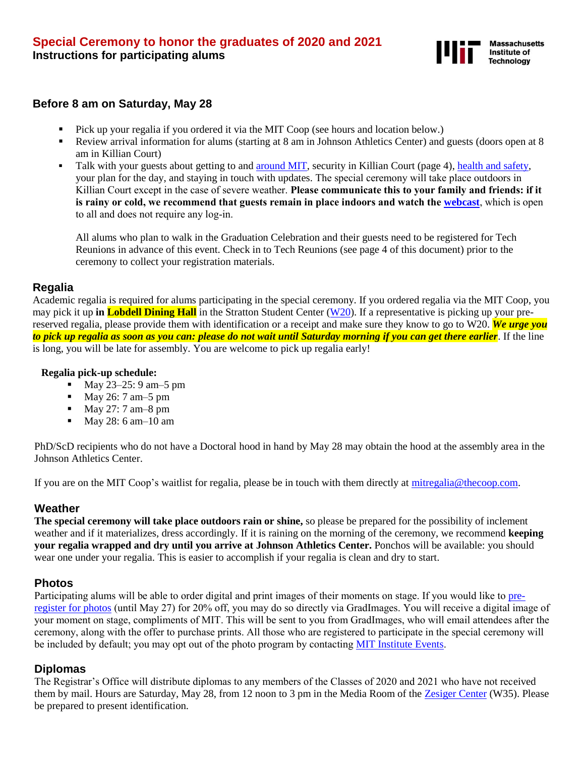# Special Ceremony to honor the graduates of 2020 and 2021

**Instructions for participating alums**

Massachusetts Institute of Technology

## Before 8 am on Saturday, May 28

- Pick up your regalia if you ordered it via the MIT Coop (see hours and location below.)
- Review arrival information for alums (starting at 8 am in Johnson Athletics Center) and guests (doors open at 8 am in Killian Court)
- Talk with your guests about getting to and around MIT, security in Killian Court (page 4), health and safety, your plan for the day, and staying in touch with updates. The special ceremony will take place outdoors in Killian Court except in the case of severe weather. **Please communicate this to your family and friends: if it is rainy or cold, we recommend that guests remain in place indoors and watch the webcast**, which is open to all and does not require any log-in.

  All alums who plan to walk in the Graduation Celebration and their guests need to be registered for Tech Reunions in advance of this event. Check in to Tech Reunions (see page 4 of this document) prior to the ceremony to collect your registration materials.

## Regalia

Academic regalia is required for alums participating in the special ceremony. If you ordered regalia via the MIT Coop, you may pick it up **in Lobdell Dining Hall** in the Stratton Student Center (W20). If a representative is picking up your pre-reserved regalia, please provide them with identification or a receipt and make sure they know to go to W20. ***We urge you to pick up regalia as soon as you can: please do not wait until Saturday morning if you can get there earlier***. If the line is long, you will be late for assembly. You are welcome to pick up regalia early!

**Regalia pick-up schedule:**

- May 23–25: 9 am–5 pm
- May 26: 7 am–5 pm
- May 27: 7 am–8 pm
- May 28: 6 am–10 am

PhD/ScD recipients who do not have a Doctoral hood in hand by May 28 may obtain the hood at the assembly area in the Johnson Athletics Center.

If you are on the MIT Coop's waitlist for regalia, please be in touch with them directly at mitregalia@thecoop.com.

## Weather

**The special ceremony will take place outdoors rain or shine,** so please be prepared for the possibility of inclement weather and if it materializes, dress accordingly. If it is raining on the morning of the ceremony, we recommend **keeping your regalia wrapped and dry until you arrive at Johnson Athletics Center.** Ponchos will be available: you should wear one under your regalia. This is easier to accomplish if your regalia is clean and dry to start.

## Photos

Participating alums will be able to order digital and print images of their moments on stage. If you would like to pre-register for photos (until May 27) for 20% off, you may do so directly via GradImages. You will receive a digital image of your moment on stage, compliments of MIT. This will be sent to you from GradImages, who will email attendees after the ceremony, along with the offer to purchase prints. All those who are registered to participate in the special ceremony will be included by default; you may opt out of the photo program by contacting MIT Institute Events.

## Diplomas

The Registrar's Office will distribute diplomas to any members of the Classes of 2020 and 2021 who have not received them by mail. Hours are Saturday, May 28, from 12 noon to 3 pm in the Media Room of the Zesiger Center (W35). Please be prepared to present identification.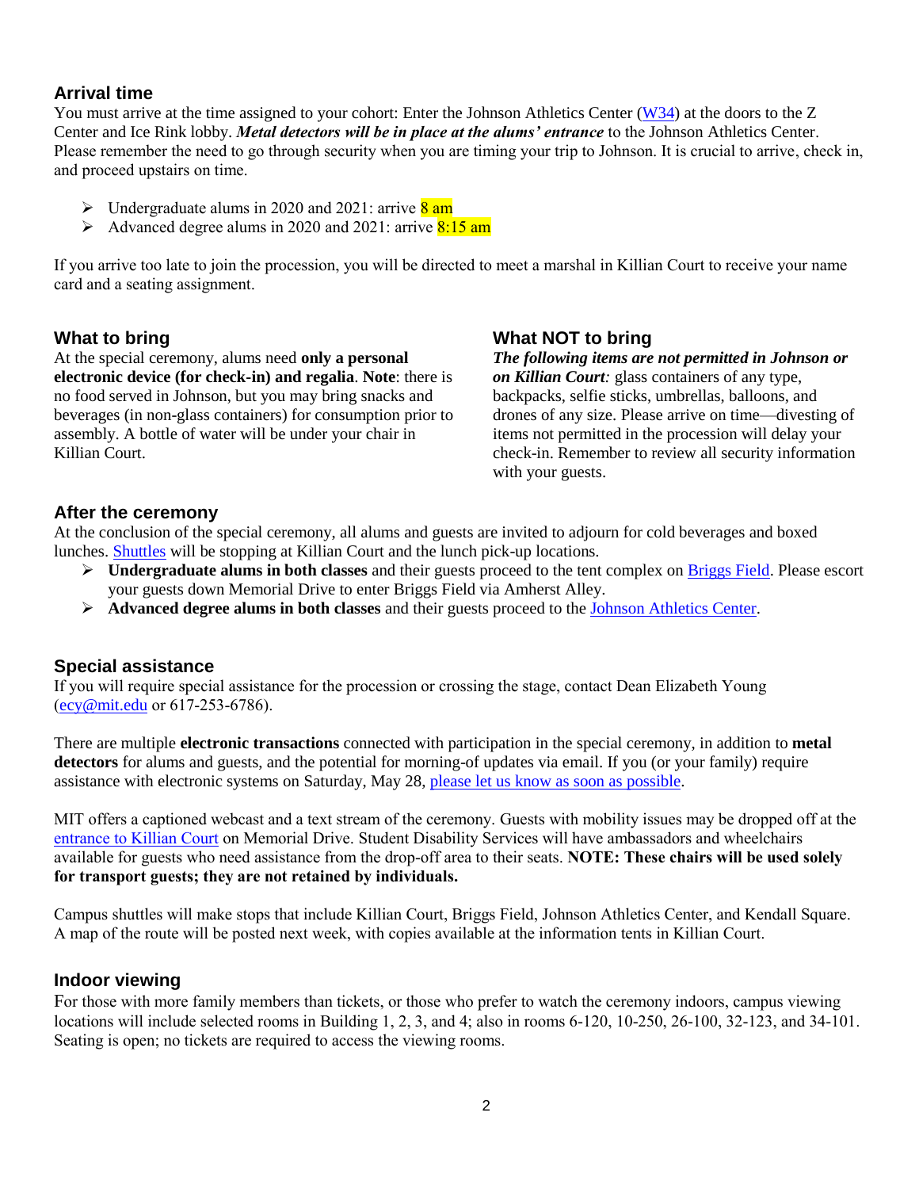## Arrival time

You must arrive at the time assigned to your cohort: Enter the Johnson Athletics Center (W34) at the doors to the Z Center and Ice Rink lobby. ***Metal detectors will be in place at the alums' entrance*** to the Johnson Athletics Center. Please remember the need to go through security when you are timing your trip to Johnson. It is crucial to arrive, check in, and proceed upstairs on time.

- Undergraduate alums in 2020 and 2021: arrive 8 am
- Advanced degree alums in 2020 and 2021: arrive 8:15 am

If you arrive too late to join the procession, you will be directed to meet a marshal in Killian Court to receive your name card and a seating assignment.

## What to bring

At the special ceremony, alums need **only a personal electronic device (for check-in) and regalia**. **Note**: there is no food served in Johnson, but you may bring snacks and beverages (in non-glass containers) for consumption prior to assembly. A bottle of water will be under your chair in Killian Court.

## What NOT to bring

***The following items are not permitted in Johnson or on Killian Court:*** glass containers of any type, backpacks, selfie sticks, umbrellas, balloons, and drones of any size. Please arrive on time—divesting of items not permitted in the procession will delay your check-in. Remember to review all security information with your guests.

## After the ceremony

At the conclusion of the special ceremony, all alums and guests are invited to adjourn for cold beverages and boxed lunches. Shuttles will be stopping at Killian Court and the lunch pick-up locations.

- **Undergraduate alums in both classes** and their guests proceed to the tent complex on Briggs Field. Please escort your guests down Memorial Drive to enter Briggs Field via Amherst Alley.
- **Advanced degree alums in both classes** and their guests proceed to the Johnson Athletics Center.

## Special assistance

If you will require special assistance for the procession or crossing the stage, contact Dean Elizabeth Young (ecy@mit.edu or 617-253-6786).

There are multiple **electronic transactions** connected with participation in the special ceremony, in addition to **metal detectors** for alums and guests, and the potential for morning-of updates via email. If you (or your family) require assistance with electronic systems on Saturday, May 28, please let us know as soon as possible.

MIT offers a captioned webcast and a text stream of the ceremony. Guests with mobility issues may be dropped off at the entrance to Killian Court on Memorial Drive. Student Disability Services will have ambassadors and wheelchairs available for guests who need assistance from the drop-off area to their seats. **NOTE: These chairs will be used solely for transport guests; they are not retained by individuals.**

Campus shuttles will make stops that include Killian Court, Briggs Field, Johnson Athletics Center, and Kendall Square. A map of the route will be posted next week, with copies available at the information tents in Killian Court.

## Indoor viewing

For those with more family members than tickets, or those who prefer to watch the ceremony indoors, campus viewing locations will include selected rooms in Building 1, 2, 3, and 4; also in rooms 6-120, 10-250, 26-100, 32-123, and 34-101. Seating is open; no tickets are required to access the viewing rooms.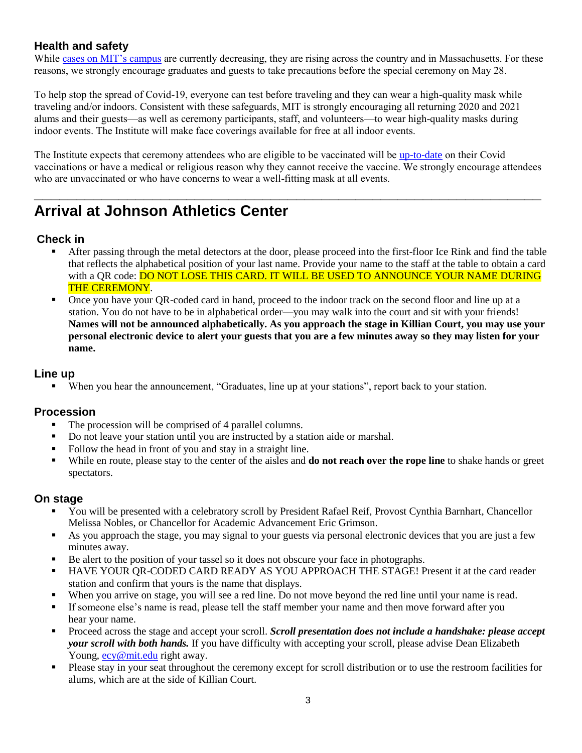### Health and safety

While [cases on MIT's campus](#) are currently decreasing, they are rising across the country and in Massachusetts. For these reasons, we strongly encourage graduates and guests to take precautions before the special ceremony on May 28.

To help stop the spread of Covid-19, everyone can test before traveling and they can wear a high-quality mask while traveling and/or indoors. Consistent with these safeguards, MIT is strongly encouraging all returning 2020 and 2021 alums and their guests—as well as ceremony participants, staff, and volunteers—to wear high-quality masks during indoor events. The Institute will make face coverings available for free at all indoor events.

The Institute expects that ceremony attendees who are eligible to be vaccinated will be [up-to-date](#) on their Covid vaccinations or have a medical or religious reason why they cannot receive the vaccine. We strongly encourage attendees who are unvaccinated or who have concerns to wear a well-fitting mask at all events.

---

## Arrival at Johnson Athletics Center

### Check in

- After passing through the metal detectors at the door, please proceed into the first-floor Ice Rink and find the table that reflects the alphabetical position of your last name. Provide your name to the staff at the table to obtain a card with a QR code: DO NOT LOSE THIS CARD. IT WILL BE USED TO ANNOUNCE YOUR NAME DURING THE CEREMONY.
- Once you have your QR-coded card in hand, proceed to the indoor track on the second floor and line up at a station. You do not have to be in alphabetical order—you may walk into the court and sit with your friends! **Names will not be announced alphabetically. As you approach the stage in Killian Court, you may use your personal electronic device to alert your guests that you are a few minutes away so they may listen for your name.**

### Line up

- When you hear the announcement, "Graduates, line up at your stations", report back to your station.

### Procession

- The procession will be comprised of 4 parallel columns.
- Do not leave your station until you are instructed by a station aide or marshal.
- Follow the head in front of you and stay in a straight line.
- While en route, please stay to the center of the aisles and **do not reach over the rope line** to shake hands or greet spectators.

### On stage

- You will be presented with a celebratory scroll by President Rafael Reif, Provost Cynthia Barnhart, Chancellor Melissa Nobles, or Chancellor for Academic Advancement Eric Grimson.
- As you approach the stage, you may signal to your guests via personal electronic devices that you are just a few minutes away.
- Be alert to the position of your tassel so it does not obscure your face in photographs.
- HAVE YOUR QR-CODED CARD READY AS YOU APPROACH THE STAGE! Present it at the card reader station and confirm that yours is the name that displays.
- When you arrive on stage, you will see a red line. Do not move beyond the red line until your name is read.
- If someone else's name is read, please tell the staff member your name and then move forward after you hear your name.
- Proceed across the stage and accept your scroll. ***Scroll presentation does not include a handshake: please accept your scroll with both hands.*** If you have difficulty with accepting your scroll, please advise Dean Elizabeth Young, [ecy@mit.edu](mailto:ecy@mit.edu) right away.
- Please stay in your seat throughout the ceremony except for scroll distribution or to use the restroom facilities for alums, which are at the side of Killian Court.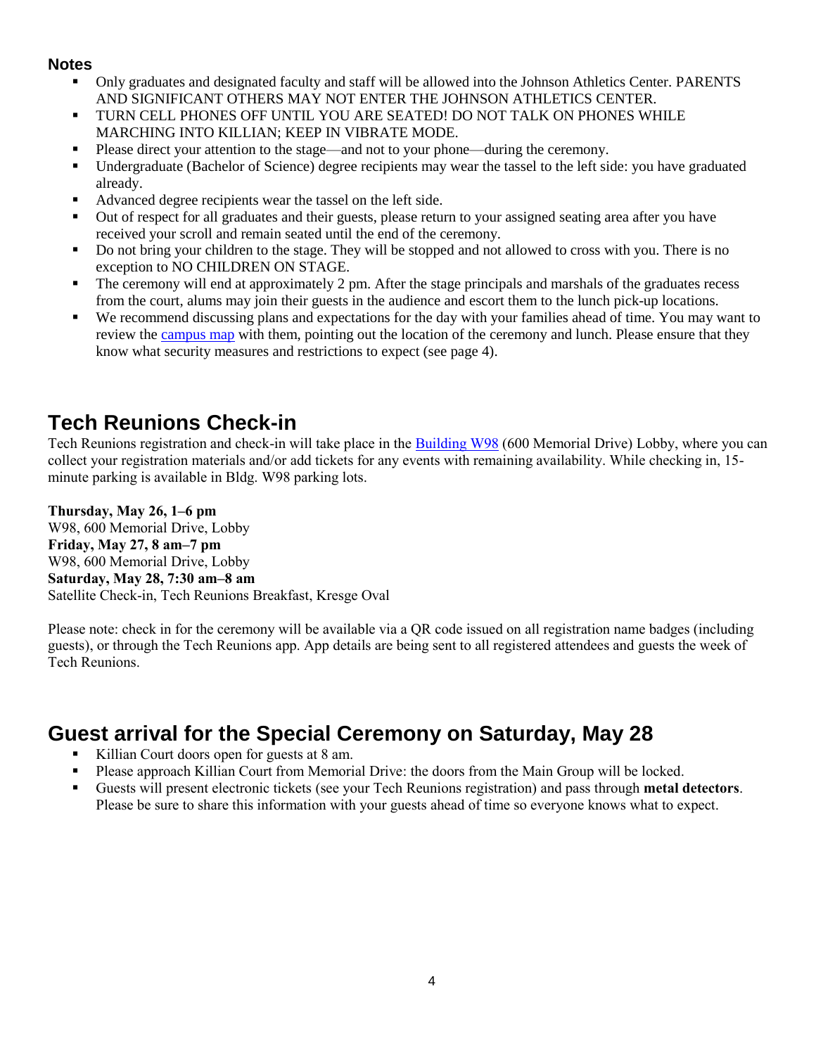### Notes

- Only graduates and designated faculty and staff will be allowed into the Johnson Athletics Center. PARENTS AND SIGNIFICANT OTHERS MAY NOT ENTER THE JOHNSON ATHLETICS CENTER.
- TURN CELL PHONES OFF UNTIL YOU ARE SEATED! DO NOT TALK ON PHONES WHILE MARCHING INTO KILLIAN; KEEP IN VIBRATE MODE.
- Please direct your attention to the stage—and not to your phone—during the ceremony.
- Undergraduate (Bachelor of Science) degree recipients may wear the tassel to the left side: you have graduated already.
- Advanced degree recipients wear the tassel on the left side.
- Out of respect for all graduates and their guests, please return to your assigned seating area after you have received your scroll and remain seated until the end of the ceremony.
- Do not bring your children to the stage. They will be stopped and not allowed to cross with you. There is no exception to NO CHILDREN ON STAGE.
- The ceremony will end at approximately 2 pm. After the stage principals and marshals of the graduates recess from the court, alums may join their guests in the audience and escort them to the lunch pick-up locations.
- We recommend discussing plans and expectations for the day with your families ahead of time. You may want to review the campus map with them, pointing out the location of the ceremony and lunch. Please ensure that they know what security measures and restrictions to expect (see page 4).

## Tech Reunions Check-in

Tech Reunions registration and check-in will take place in the Building W98 (600 Memorial Drive) Lobby, where you can collect your registration materials and/or add tickets for any events with remaining availability. While checking in, 15-minute parking is available in Bldg. W98 parking lots.

**Thursday, May 26, 1–6 pm**
W98, 600 Memorial Drive, Lobby
**Friday, May 27, 8 am–7 pm**
W98, 600 Memorial Drive, Lobby
**Saturday, May 28, 7:30 am–8 am**
Satellite Check-in, Tech Reunions Breakfast, Kresge Oval

Please note: check in for the ceremony will be available via a QR code issued on all registration name badges (including guests), or through the Tech Reunions app. App details are being sent to all registered attendees and guests the week of Tech Reunions.

## Guest arrival for the Special Ceremony on Saturday, May 28

- Killian Court doors open for guests at 8 am.
- Please approach Killian Court from Memorial Drive: the doors from the Main Group will be locked.
- Guests will present electronic tickets (see your Tech Reunions registration) and pass through **metal detectors**. Please be sure to share this information with your guests ahead of time so everyone knows what to expect.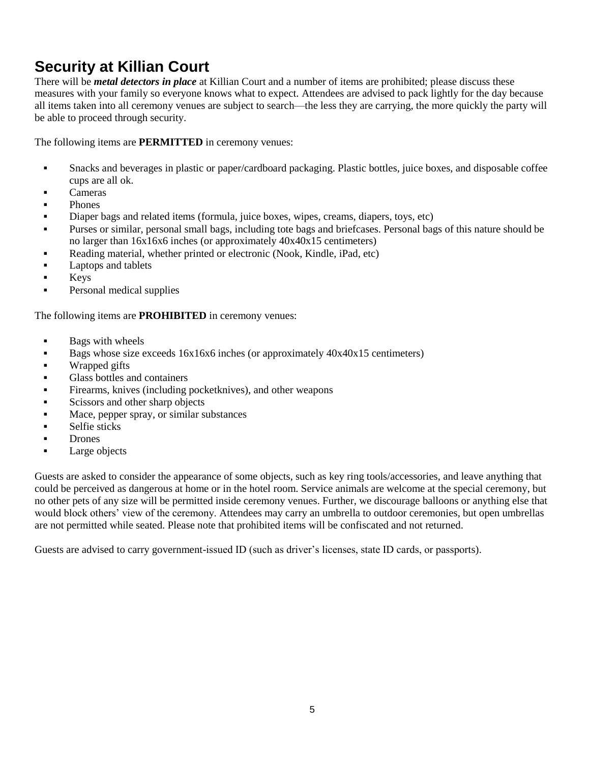## Security at Killian Court

There will be ***metal detectors in place*** at Killian Court and a number of items are prohibited; please discuss these measures with your family so everyone knows what to expect. Attendees are advised to pack lightly for the day because all items taken into all ceremony venues are subject to search—the less they are carrying, the more quickly the party will be able to proceed through security.

The following items are **PERMITTED** in ceremony venues:

- Snacks and beverages in plastic or paper/cardboard packaging. Plastic bottles, juice boxes, and disposable coffee cups are all ok.
- Cameras
- Phones
- Diaper bags and related items (formula, juice boxes, wipes, creams, diapers, toys, etc)
- Purses or similar, personal small bags, including tote bags and briefcases. Personal bags of this nature should be no larger than 16x16x6 inches (or approximately 40x40x15 centimeters)
- Reading material, whether printed or electronic (Nook, Kindle, iPad, etc)
- Laptops and tablets
- Keys
- Personal medical supplies

The following items are **PROHIBITED** in ceremony venues:

- Bags with wheels
- Bags whose size exceeds 16x16x6 inches (or approximately 40x40x15 centimeters)
- Wrapped gifts
- Glass bottles and containers
- Firearms, knives (including pocketknives), and other weapons
- Scissors and other sharp objects
- Mace, pepper spray, or similar substances
- Selfie sticks
- Drones
- Large objects

Guests are asked to consider the appearance of some objects, such as key ring tools/accessories, and leave anything that could be perceived as dangerous at home or in the hotel room. Service animals are welcome at the special ceremony, but no other pets of any size will be permitted inside ceremony venues. Further, we discourage balloons or anything else that would block others' view of the ceremony. Attendees may carry an umbrella to outdoor ceremonies, but open umbrellas are not permitted while seated. Please note that prohibited items will be confiscated and not returned.

Guests are advised to carry government-issued ID (such as driver's licenses, state ID cards, or passports).